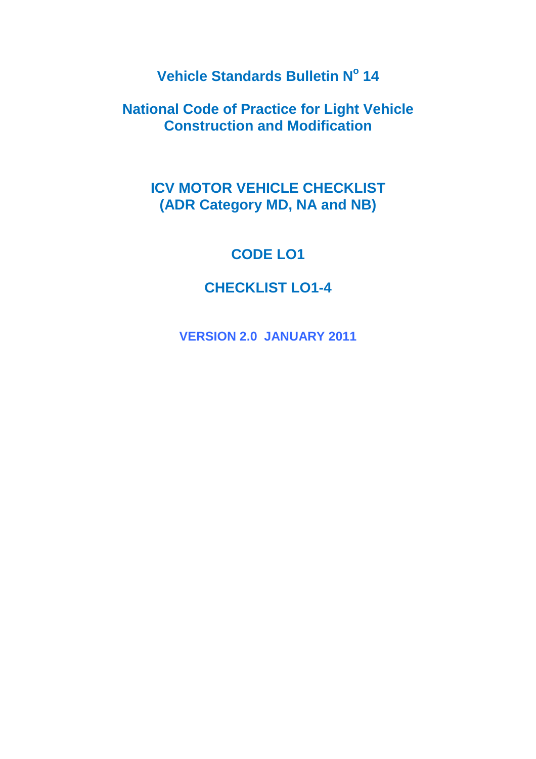# Vehicle Standards Bulletin N$^{o}$ 14

## National Code of Practice for Light Vehicle Construction and Modification

## ICV MOTOR VEHICLE CHECKLIST (ADR Category MD, NA and NB)

## CODE LO1

## CHECKLIST LO1-4

**VERSION 2.0 JANUARY 2011**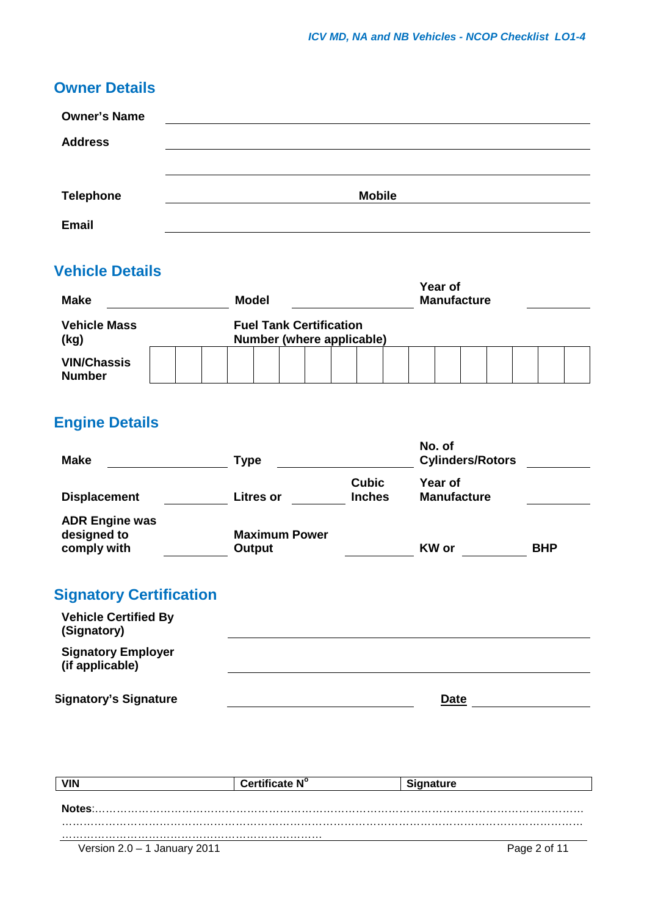## Owner Details

| | |
|---|---|
| **Owner's Name** | |
| **Address** | |
| | |
| **Telephone** | **Mobile** |
| **Email** | |

## Vehicle Details

| | | | | | |
|---|---|---|---|---|---|
| **Make** | | **Model** | | **Year of Manufacture** | |
| **Vehicle Mass (kg)** | | **Fuel Tank Certification Number (where applicable)** | | | |

| **VIN/Chassis Number** | | | | | | | | | | | | | | | | | |
|---|---|---|---|---|---|---|---|---|---|---|---|---|---|---|---|---|---|

## Engine Details

| | | | | | | | |
|---|---|---|---|---|---|---|---|
| **Make** | | **Type** | | | **No. of Cylinders/Rotors** | | |
| **Displacement** | | **Litres or** | | **Cubic Inches** | **Year of Manufacture** | | |
| **ADR Engine was designed to comply with** | | **Maximum Power Output** | | | **KW or** | | **BHP** |

## Signatory Certification

| | | | |
|---|---|---|---|
| **Vehicle Certified By (Signatory)** | | | |
| **Signatory Employer (if applicable)** | | | |
| **Signatory's Signature** | | **Date** | |

| VIN | Certificate N$^{o}$ | Signature |
|---|---|---|

**Notes**:……………………………………………………………………………………………………………………
……………………………………………………………………………………………………………………………
…………………………………………………………………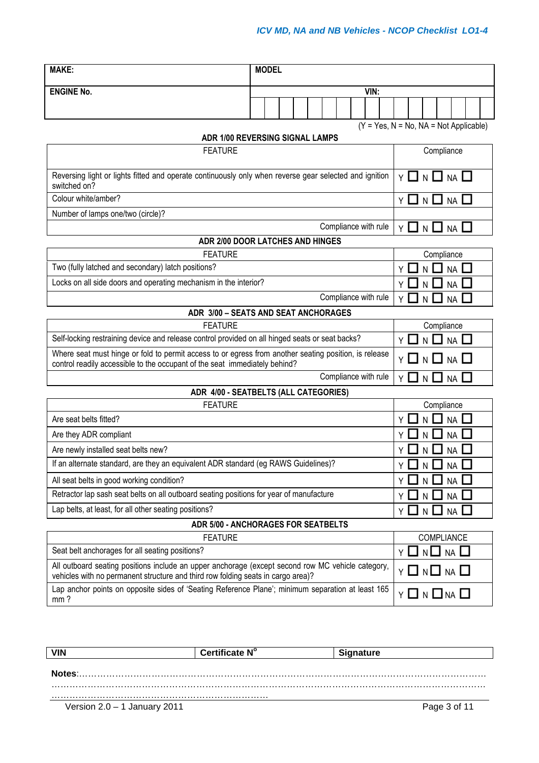| MAKE: | MODEL |
|---|---|
| ENGINE No. | VIN: |

(Y = Yes, N = No, NA = Not Applicable)

### ADR 1/00 REVERSING SIGNAL LAMPS

| FEATURE | Compliance |
|---|---|
| Reversing light or lights fitted and operate continuously only when reverse gear selected and ignition switched on? | Y ☐ N ☐ NA ☐ |
| Colour white/amber? | Y ☐ N ☐ NA ☐ |
| Number of lamps one/two (circle)? | |
| Compliance with rule | Y ☐ N ☐ NA ☐ |

### ADR 2/00 DOOR LATCHES AND HINGES

| FEATURE | Compliance |
|---|---|
| Two (fully latched and secondary) latch positions? | Y ☐ N ☐ NA ☐ |
| Locks on all side doors and operating mechanism in the interior? | Y ☐ N ☐ NA ☐ |
| Compliance with rule | Y ☐ N ☐ NA ☐ |

### ADR 3/00 – SEATS AND SEAT ANCHORAGES

| FEATURE | Compliance |
|---|---|
| Self-locking restraining device and release control provided on all hinged seats or seat backs? | Y ☐ N ☐ NA ☐ |
| Where seat must hinge or fold to permit access to or egress from another seating position, is release control readily accessible to the occupant of the seat immediately behind? | Y ☐ N ☐ NA ☐ |
| Compliance with rule | Y ☐ N ☐ NA ☐ |

### ADR 4/00 - SEATBELTS (ALL CATEGORIES)

| FEATURE | Compliance |
|---|---|
| Are seat belts fitted? | Y ☐ N ☐ NA ☐ |
| Are they ADR compliant | Y ☐ N ☐ NA ☐ |
| Are newly installed seat belts new? | Y ☐ N ☐ NA ☐ |
| If an alternate standard, are they an equivalent ADR standard (eg RAWS Guidelines)? | Y ☐ N ☐ NA ☐ |
| All seat belts in good working condition? | Y ☐ N ☐ NA ☐ |
| Retractor lap sash seat belts on all outboard seating positions for year of manufacture | Y ☐ N ☐ NA ☐ |
| Lap belts, at least, for all other seating positions? | Y ☐ N ☐ NA ☐ |

### ADR 5/00 - ANCHORAGES FOR SEATBELTS

| FEATURE | COMPLIANCE |
|---|---|
| Seat belt anchorages for all seating positions? | Y ☐ N ☐ NA ☐ |
| All outboard seating positions include an upper anchorage (except second row MC vehicle category, vehicles with no permanent structure and third row folding seats in cargo area)? | Y ☐ N ☐ NA ☐ |
| Lap anchor points on opposite sides of 'Seating Reference Plane'; minimum separation at least 165 mm ? | Y ☐ N ☐ NA ☐ |

| VIN | Certificate N° | Signature |
|---|---|---|

**Notes**:………………………………………………………………………………………………………………………
……………………………………………………………………………………………………………………………
…………………………………………………………………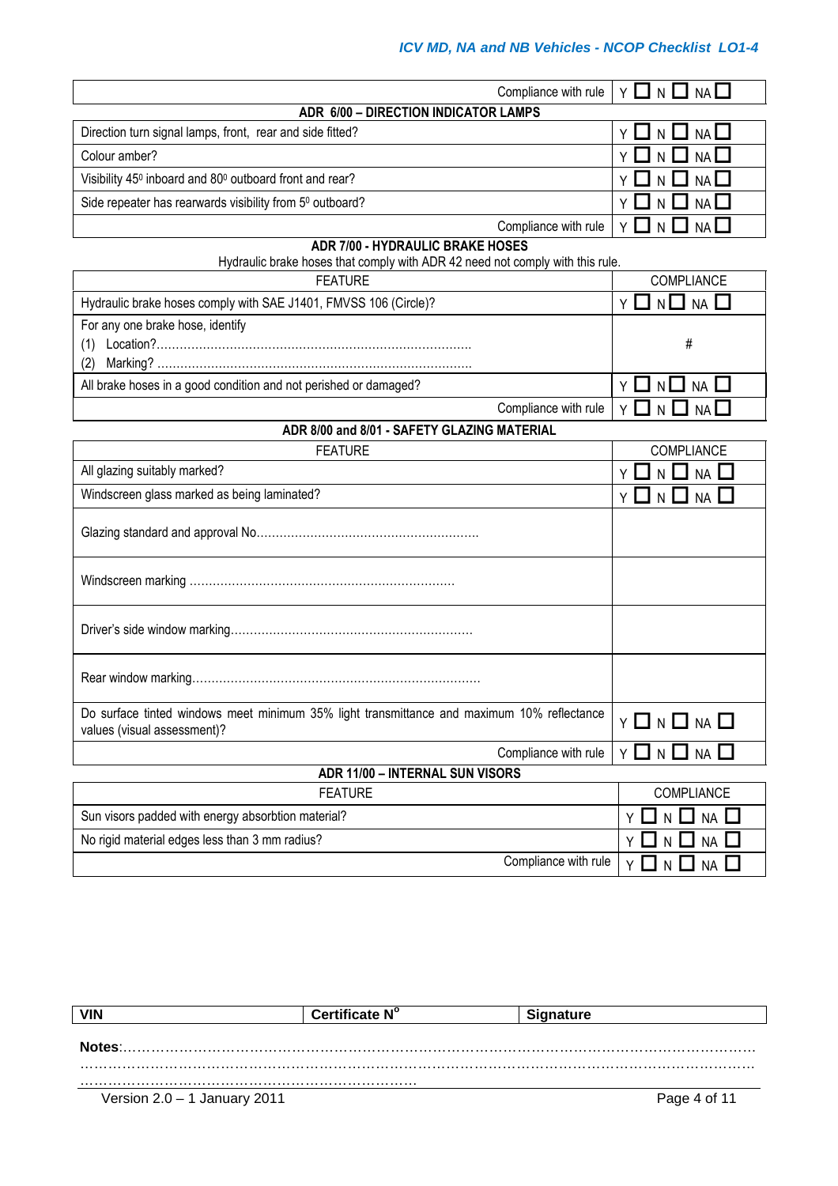| | |
|---|---|
| Compliance with rule | Y ☐ N ☐ NA ☐ |

**ADR 6/00 – DIRECTION INDICATOR LAMPS**

| | |
|---|---|
| Direction turn signal lamps, front, rear and side fitted? | Y ☐ N ☐ NA ☐ |
| Colour amber? | Y ☐ N ☐ NA ☐ |
| Visibility 45⁰ inboard and 80⁰ outboard front and rear? | Y ☐ N ☐ NA ☐ |
| Side repeater has rearwards visibility from 5⁰ outboard? | Y ☐ N ☐ NA ☐ |
| Compliance with rule | Y ☐ N ☐ NA ☐ |

**ADR 7/00 - HYDRAULIC BRAKE HOSES**

Hydraulic brake hoses that comply with ADR 42 need not comply with this rule.

| FEATURE | COMPLIANCE |
|---|---|
| Hydraulic brake hoses comply with SAE J1401, FMVSS 106 (Circle)? | Y ☐ N ☐ NA ☐ |
| For any one brake hose, identify<br>(1) Location?…………<br>(2) Marking? ………… | # |
| All brake hoses in a good condition and not perished or damaged? | Y ☐ N ☐ NA ☐ |
| Compliance with rule | Y ☐ N ☐ NA ☐ |

**ADR 8/00 and 8/01 - SAFETY GLAZING MATERIAL**

| FEATURE | COMPLIANCE |
|---|---|
| All glazing suitably marked? | Y ☐ N ☐ NA ☐ |
| Windscreen glass marked as being laminated? | Y ☐ N ☐ NA ☐ |
| Glazing standard and approval No………… | |
| Windscreen marking ………… | |
| Driver's side window marking………… | |
| Rear window marking………… | |
| Do surface tinted windows meet minimum 35% light transmittance and maximum 10% reflectance values (visual assessment)? | Y ☐ N ☐ NA ☐ |
| Compliance with rule | Y ☐ N ☐ NA ☐ |

**ADR 11/00 – INTERNAL SUN VISORS**

| FEATURE | COMPLIANCE |
|---|---|
| Sun visors padded with energy absorbtion material? | Y ☐ N ☐ NA ☐ |
| No rigid material edges less than 3 mm radius? | Y ☐ N ☐ NA ☐ |
| Compliance with rule | Y ☐ N ☐ NA ☐ |

| VIN | Certificate N° | Signature |
|---|---|---|

**Notes**:…………………………………………………………………………………………………………
…………………………………………………………………………………………………………
……………………………………………………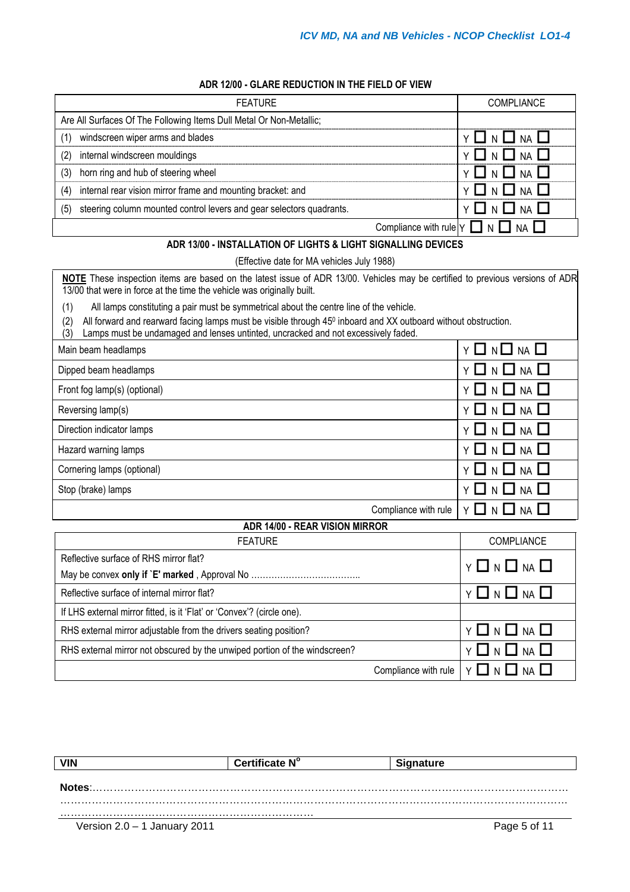### ADR 12/00 - GLARE REDUCTION IN THE FIELD OF VIEW

| FEATURE | COMPLIANCE |
|---|---|
| Are All Surfaces Of The Following Items Dull Metal Or Non-Metallic; | |
| (1) windscreen wiper arms and blades | Y ☐ N ☐ NA ☐ |
| (2) internal windscreen mouldings | Y ☐ N ☐ NA ☐ |
| (3) horn ring and hub of steering wheel | Y ☐ N ☐ NA ☐ |
| (4) internal rear vision mirror frame and mounting bracket: and | Y ☐ N ☐ NA ☐ |
| (5) steering column mounted control levers and gear selectors quadrants. | Y ☐ N ☐ NA ☐ |
| Compliance with rule | Y ☐ N ☐ NA ☐ |

### ADR 13/00 - INSTALLATION OF LIGHTS & LIGHT SIGNALLING DEVICES

(Effective date for MA vehicles July 1988)

**NOTE** These inspection items are based on the latest issue of ADR 13/00. Vehicles may be certified to previous versions of ADR 13/00 that were in force at the time the vehicle was originally built.

(1) All lamps constituting a pair must be symmetrical about the centre line of the vehicle.
(2) All forward and rearward facing lamps must be visible through 45$^0$ inboard and XX outboard without obstruction.
(3) Lamps must be undamaged and lenses untinted, uncracked and not excessively faded.

| FEATURE | COMPLIANCE |
|---|---|
| Main beam headlamps | Y ☐ N ☐ NA ☐ |
| Dipped beam headlamps | Y ☐ N ☐ NA ☐ |
| Front fog lamp(s) (optional) | Y ☐ N ☐ NA ☐ |
| Reversing lamp(s) | Y ☐ N ☐ NA ☐ |
| Direction indicator lamps | Y ☐ N ☐ NA ☐ |
| Hazard warning lamps | Y ☐ N ☐ NA ☐ |
| Cornering lamps (optional) | Y ☐ N ☐ NA ☐ |
| Stop (brake) lamps | Y ☐ N ☐ NA ☐ |
| Compliance with rule | Y ☐ N ☐ NA ☐ |

### ADR 14/00 - REAR VISION MIRROR

| FEATURE | COMPLIANCE |
|---|---|
| Reflective surface of RHS mirror flat?<br>May be convex **only if `E' marked** , Approval No ……………………………… | Y ☐ N ☐ NA ☐ |
| Reflective surface of internal mirror flat? | Y ☐ N ☐ NA ☐ |
| If LHS external mirror fitted, is it 'Flat' or 'Convex'? (circle one). | |
| RHS external mirror adjustable from the drivers seating position? | Y ☐ N ☐ NA ☐ |
| RHS external mirror not obscured by the unwiped portion of the windscreen? | Y ☐ N ☐ NA ☐ |
| Compliance with rule | Y ☐ N ☐ NA ☐ |

| VIN | Certificate N$^o$ | Signature |
|---|---|---|

**Notes**:…………………………………………………………………………………………………………………
…………………………………………………………………………………………………………………………
………………………………………………………………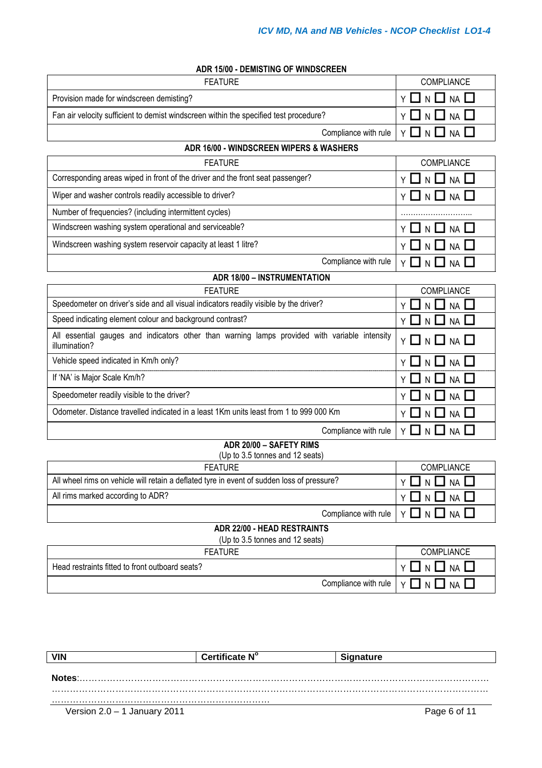### ADR 15/00 - DEMISTING OF WINDSCREEN

| FEATURE | COMPLIANCE |
|---|---|
| Provision made for windscreen demisting? | Y ☐ N ☐ NA ☐ |
| Fan air velocity sufficient to demist windscreen within the specified test procedure? | Y ☐ N ☐ NA ☐ |
| Compliance with rule | Y ☐ N ☐ NA ☐ |

### ADR 16/00 - WINDSCREEN WIPERS & WASHERS

| FEATURE | COMPLIANCE |
|---|---|
| Corresponding areas wiped in front of the driver and the front seat passenger? | Y ☐ N ☐ NA ☐ |
| Wiper and washer controls readily accessible to driver? | Y ☐ N ☐ NA ☐ |
| Number of frequencies? (including intermittent cycles) | ……………………….. |
| Windscreen washing system operational and serviceable? | Y ☐ N ☐ NA ☐ |
| Windscreen washing system reservoir capacity at least 1 litre? | Y ☐ N ☐ NA ☐ |
| Compliance with rule | Y ☐ N ☐ NA ☐ |

### ADR 18/00 – INSTRUMENTATION

| FEATURE | COMPLIANCE |
|---|---|
| Speedometer on driver's side and all visual indicators readily visible by the driver? | Y ☐ N ☐ NA ☐ |
| Speed indicating element colour and background contrast? | Y ☐ N ☐ NA ☐ |
| All essential gauges and indicators other than warning lamps provided with variable intensity illumination? | Y ☐ N ☐ NA ☐ |
| Vehicle speed indicated in Km/h only? | Y ☐ N ☐ NA ☐ |
| If 'NA' is Major Scale Km/h? | Y ☐ N ☐ NA ☐ |
| Speedometer readily visible to the driver? | Y ☐ N ☐ NA ☐ |
| Odometer. Distance travelled indicated in a least 1Km units least from 1 to 999 000 Km | Y ☐ N ☐ NA ☐ |
| Compliance with rule | Y ☐ N ☐ NA ☐ |

### ADR 20/00 – SAFETY RIMS

(Up to 3.5 tonnes and 12 seats)

| FEATURE | COMPLIANCE |
|---|---|
| All wheel rims on vehicle will retain a deflated tyre in event of sudden loss of pressure? | Y ☐ N ☐ NA ☐ |
| All rims marked according to ADR? | Y ☐ N ☐ NA ☐ |
| Compliance with rule | Y ☐ N ☐ NA ☐ |

### ADR 22/00 - HEAD RESTRAINTS

(Up to 3.5 tonnes and 12 seats)

| FEATURE | COMPLIANCE |
|---|---|
| Head restraints fitted to front outboard seats? | Y ☐ N ☐ NA ☐ |
| Compliance with rule | Y ☐ N ☐ NA ☐ |

| **VIN** | **Certificate N°** | **Signature** |
|---|---|---|

**Notes**:…………………………………………………………………………………………………………………………
……………………………………………………………………………………………………………………………………
…………………………………………………………………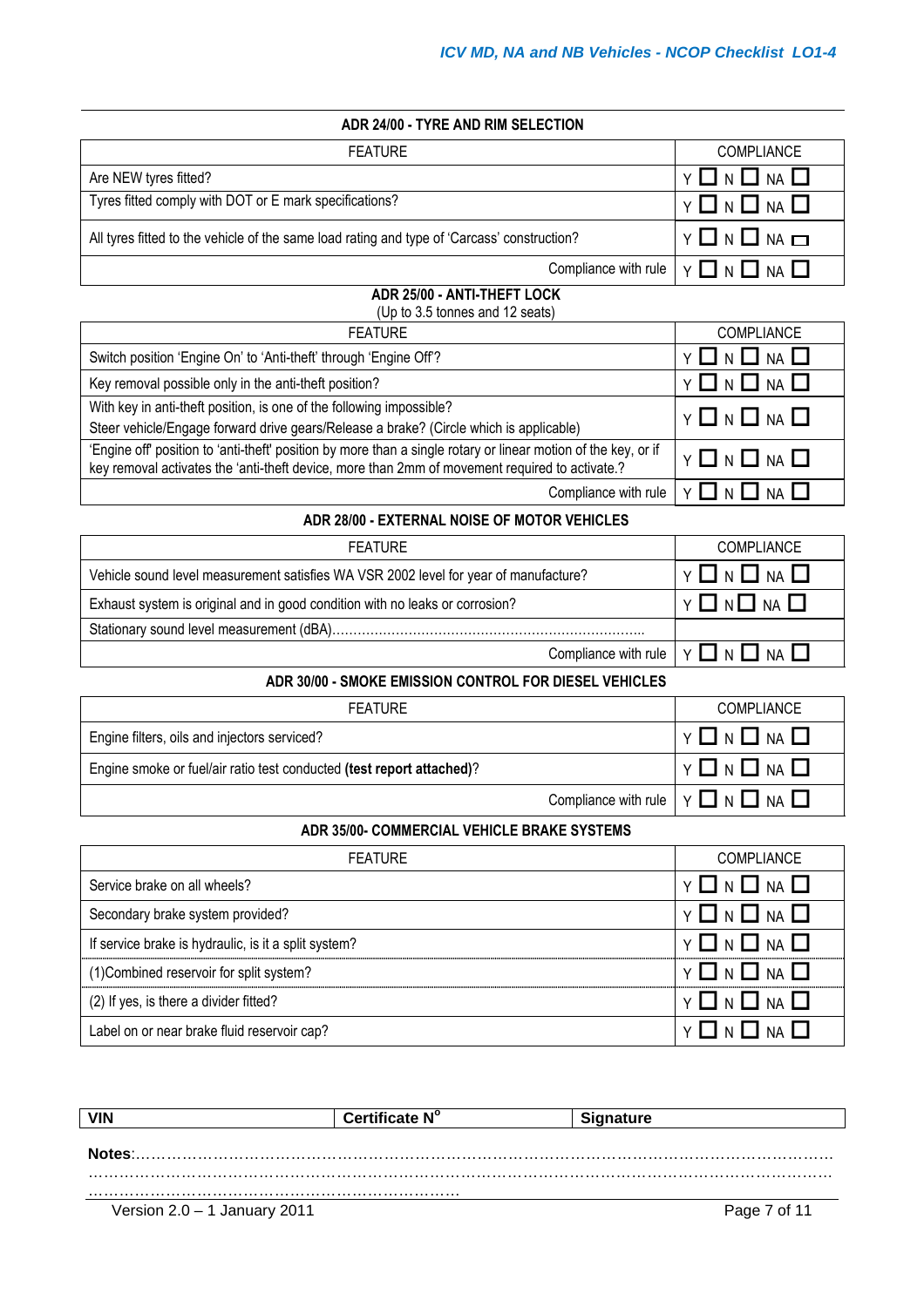## ADR 24/00 - TYRE AND RIM SELECTION

| FEATURE | COMPLIANCE |
|---|---|
| Are NEW tyres fitted? | Y ☐ N ☐ NA ☐ |
| Tyres fitted comply with DOT or E mark specifications? | Y ☐ N ☐ NA ☐ |
| All tyres fitted to the vehicle of the same load rating and type of 'Carcass' construction? | Y ☐ N ☐ NA ☐ |
| Compliance with rule | Y ☐ N ☐ NA ☐ |

## ADR 25/00 - ANTI-THEFT LOCK

(Up to 3.5 tonnes and 12 seats)

| FEATURE | COMPLIANCE |
|---|---|
| Switch position 'Engine On' to 'Anti-theft' through 'Engine Off'? | Y ☐ N ☐ NA ☐ |
| Key removal possible only in the anti-theft position? | Y ☐ N ☐ NA ☐ |
| With key in anti-theft position, is one of the following impossible?<br>Steer vehicle/Engage forward drive gears/Release a brake? (Circle which is applicable) | Y ☐ N ☐ NA ☐ |
| 'Engine off' position to 'anti-theft' position by more than a single rotary or linear motion of the key, or if key removal activates the 'anti-theft device, more than 2mm of movement required to activate.? | Y ☐ N ☐ NA ☐ |
| Compliance with rule | Y ☐ N ☐ NA ☐ |

## ADR 28/00 - EXTERNAL NOISE OF MOTOR VEHICLES

| FEATURE | COMPLIANCE |
|---|---|
| Vehicle sound level measurement satisfies WA VSR 2002 level for year of manufacture? | Y ☐ N ☐ NA ☐ |
| Exhaust system is original and in good condition with no leaks or corrosion? | Y ☐ N ☐ NA ☐ |
| Stationary sound level measurement (dBA)........................................................................ | |
| Compliance with rule | Y ☐ N ☐ NA ☐ |

## ADR 30/00 - SMOKE EMISSION CONTROL FOR DIESEL VEHICLES

| FEATURE | COMPLIANCE |
|---|---|
| Engine filters, oils and injectors serviced? | Y ☐ N ☐ NA ☐ |
| Engine smoke or fuel/air ratio test conducted **(test report attached)**? | Y ☐ N ☐ NA ☐ |
| Compliance with rule | Y ☐ N ☐ NA ☐ |

## ADR 35/00- COMMERCIAL VEHICLE BRAKE SYSTEMS

| FEATURE | COMPLIANCE |
|---|---|
| Service brake on all wheels? | Y ☐ N ☐ NA ☐ |
| Secondary brake system provided? | Y ☐ N ☐ NA ☐ |
| If service brake is hydraulic, is it a split system? | Y ☐ N ☐ NA ☐ |
| (1)Combined reservoir for split system? | Y ☐ N ☐ NA ☐ |
| (2) If yes, is there a divider fitted? | Y ☐ N ☐ NA ☐ |
| Label on or near brake fluid reservoir cap? | Y ☐ N ☐ NA ☐ |

| VIN | Certificate N° | Signature |
|---|---|---|

**Notes**:………………………………………………………………………………………………………………………………………………………………………………………………………………………………………………………………………………………………………………………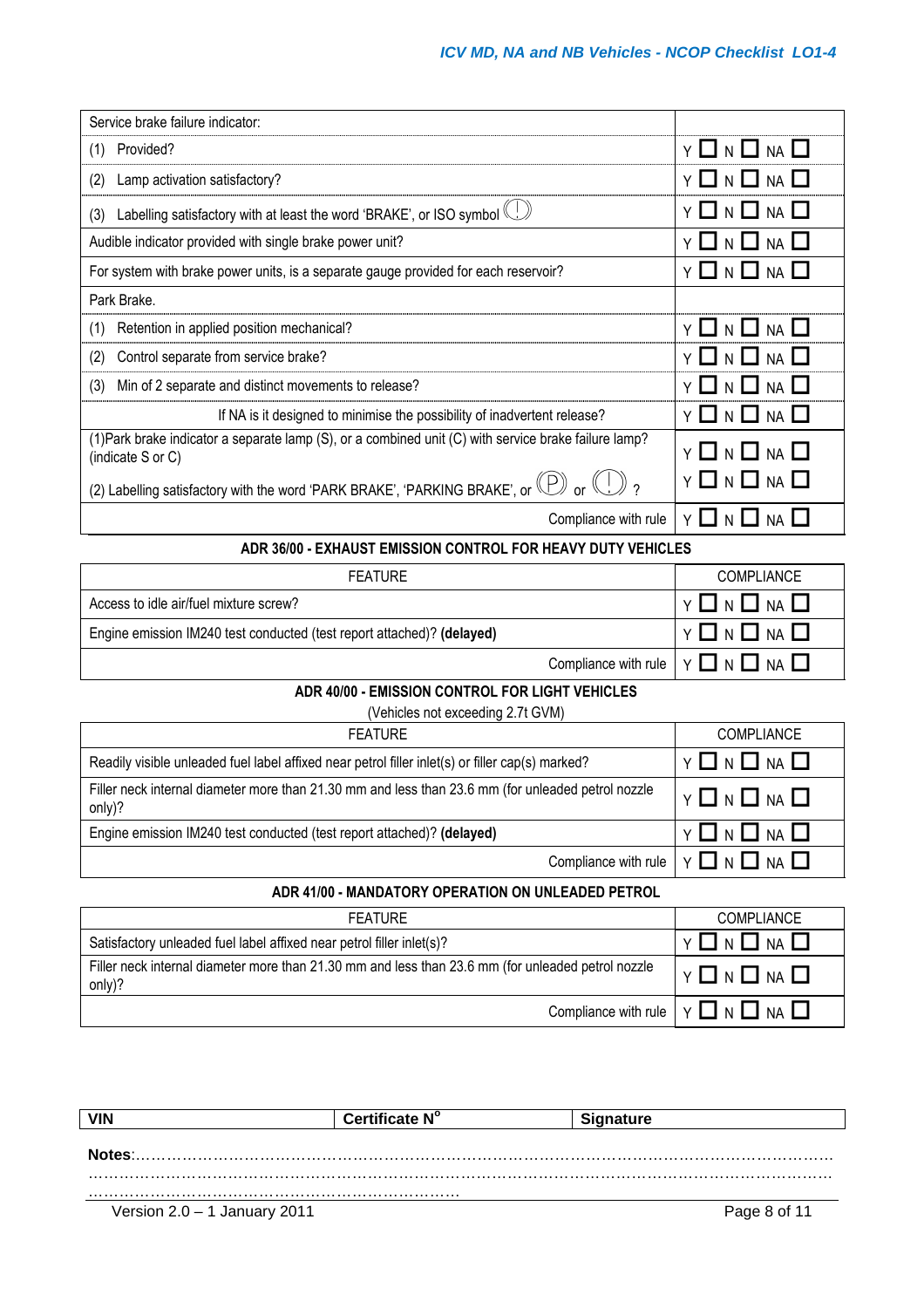| | |
|---|---|
| Service brake failure indicator: | |
| (1) Provided? | Y ☐ N ☐ NA ☐ |
| (2) Lamp activation satisfactory? | Y ☐ N ☐ NA ☐ |
| (3) Labelling satisfactory with at least the word 'BRAKE', or ISO symbol (!) | Y ☐ N ☐ NA ☐ |
| Audible indicator provided with single brake power unit? | Y ☐ N ☐ NA ☐ |
| For system with brake power units, is a separate gauge provided for each reservoir? | Y ☐ N ☐ NA ☐ |
| Park Brake. | |
| (1) Retention in applied position mechanical? | Y ☐ N ☐ NA ☐ |
| (2) Control separate from service brake? | Y ☐ N ☐ NA ☐ |
| (3) Min of 2 separate and distinct movements to release? | Y ☐ N ☐ NA ☐ |
| If NA is it designed to minimise the possibility of inadvertent release? | Y ☐ N ☐ NA ☐ |
| (1)Park brake indicator a separate lamp (S), or a combined unit (C) with service brake failure lamp? (indicate S or C) | Y ☐ N ☐ NA ☐ |
| (2) Labelling satisfactory with the word 'PARK BRAKE', 'PARKING BRAKE', or (P) or (!) ? | Y ☐ N ☐ NA ☐ |
| Compliance with rule | Y ☐ N ☐ NA ☐ |

**ADR 36/00 - EXHAUST EMISSION CONTROL FOR HEAVY DUTY VEHICLES**

| FEATURE | COMPLIANCE |
|---|---|
| Access to idle air/fuel mixture screw? | Y ☐ N ☐ NA ☐ |
| Engine emission IM240 test conducted (test report attached)? **(delayed)** | Y ☐ N ☐ NA ☐ |
| Compliance with rule | Y ☐ N ☐ NA ☐ |

**ADR 40/00 - EMISSION CONTROL FOR LIGHT VEHICLES**

(Vehicles not exceeding 2.7t GVM)

| FEATURE | COMPLIANCE |
|---|---|
| Readily visible unleaded fuel label affixed near petrol filler inlet(s) or filler cap(s) marked? | Y ☐ N ☐ NA ☐ |
| Filler neck internal diameter more than 21.30 mm and less than 23.6 mm (for unleaded petrol nozzle only)? | Y ☐ N ☐ NA ☐ |
| Engine emission IM240 test conducted (test report attached)? **(delayed)** | Y ☐ N ☐ NA ☐ |
| Compliance with rule | Y ☐ N ☐ NA ☐ |

**ADR 41/00 - MANDATORY OPERATION ON UNLEADED PETROL**

| FEATURE | COMPLIANCE |
|---|---|
| Satisfactory unleaded fuel label affixed near petrol filler inlet(s)? | Y ☐ N ☐ NA ☐ |
| Filler neck internal diameter more than 21.30 mm and less than 23.6 mm (for unleaded petrol nozzle only)? | Y ☐ N ☐ NA ☐ |
| Compliance with rule | Y ☐ N ☐ NA ☐ |

| VIN | Certificate N° | Signature |
|---|---|---|

**Notes**:…………………………………………………………………………………………………………………
……………………………………………………………………………………………………………………………
………………………………………………………………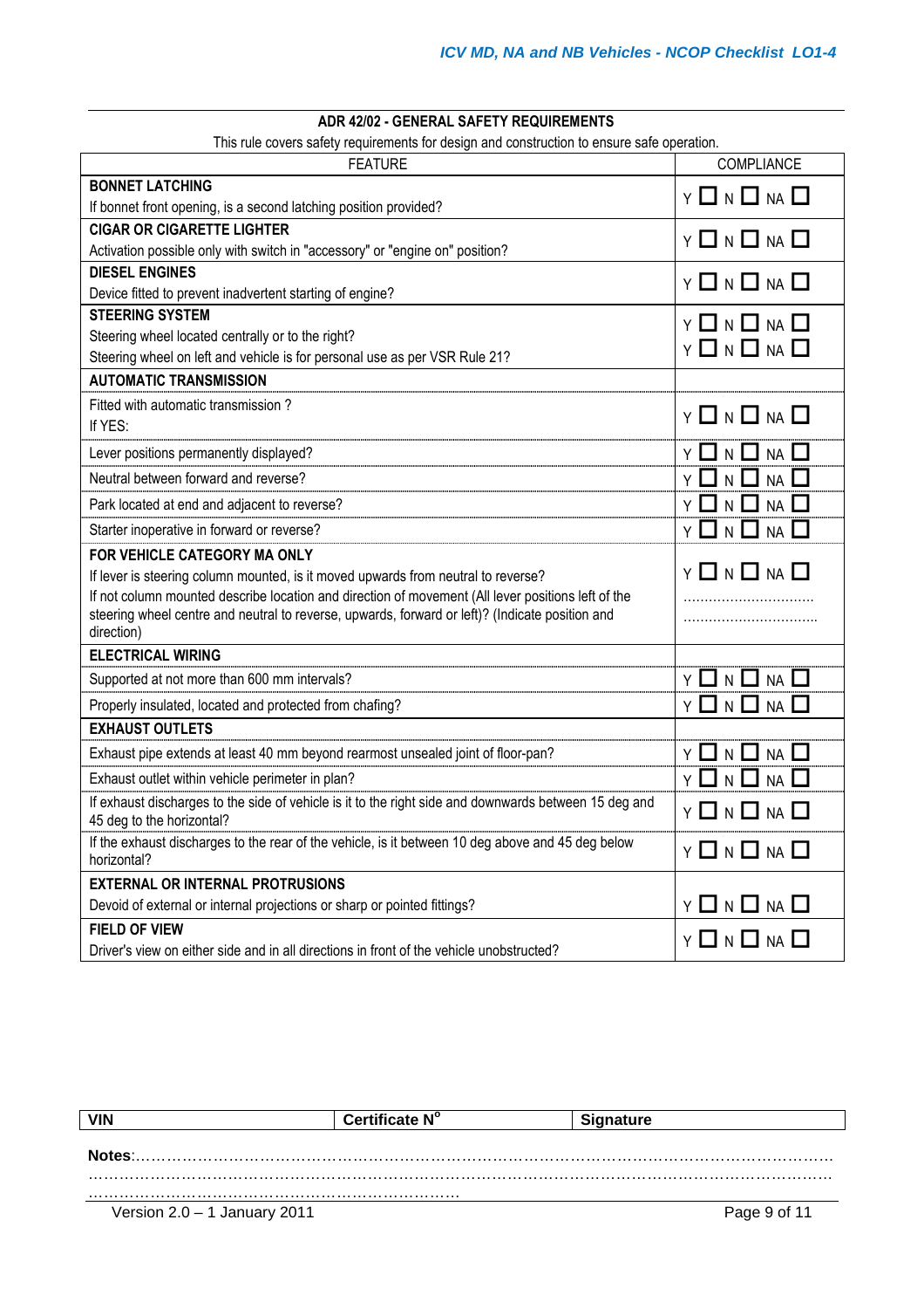## ADR 42/02 - GENERAL SAFETY REQUIREMENTS

This rule covers safety requirements for design and construction to ensure safe operation.

| FEATURE | COMPLIANCE |
|---|---|
| **BONNET LATCHING**<br>If bonnet front opening, is a second latching position provided? | Y ☐ N ☐ NA ☐ |
| **CIGAR OR CIGARETTE LIGHTER**<br>Activation possible only with switch in "accessory" or "engine on" position? | Y ☐ N ☐ NA ☐ |
| **DIESEL ENGINES**<br>Device fitted to prevent inadvertent starting of engine? | Y ☐ N ☐ NA ☐ |
| **STEERING SYSTEM**<br>Steering wheel located centrally or to the right?<br>Steering wheel on left and vehicle is for personal use as per VSR Rule 21? | Y ☐ N ☐ NA ☐<br>Y ☐ N ☐ NA ☐ |
| **AUTOMATIC TRANSMISSION** | |
| Fitted with automatic transmission ?<br>If YES: | Y ☐ N ☐ NA ☐ |
| Lever positions permanently displayed? | Y ☐ N ☐ NA ☐ |
| Neutral between forward and reverse? | Y ☐ N ☐ NA ☐ |
| Park located at end and adjacent to reverse? | Y ☐ N ☐ NA ☐ |
| Starter inoperative in forward or reverse? | Y ☐ N ☐ NA ☐ |
| **FOR VEHICLE CATEGORY MA ONLY**<br>If lever is steering column mounted, is it moved upwards from neutral to reverse?<br>If not column mounted describe location and direction of movement (All lever positions left of the steering wheel centre and neutral to reverse, upwards, forward or left)? (Indicate position and direction) | Y ☐ N ☐ NA ☐<br>…………………………<br>………………………… |
| **ELECTRICAL WIRING** | |
| Supported at not more than 600 mm intervals? | Y ☐ N ☐ NA ☐ |
| Properly insulated, located and protected from chafing? | Y ☐ N ☐ NA ☐ |
| **EXHAUST OUTLETS** | |
| Exhaust pipe extends at least 40 mm beyond rearmost unsealed joint of floor-pan? | Y ☐ N ☐ NA ☐ |
| Exhaust outlet within vehicle perimeter in plan? | Y ☐ N ☐ NA ☐ |
| If exhaust discharges to the side of vehicle is it to the right side and downwards between 15 deg and 45 deg to the horizontal? | Y ☐ N ☐ NA ☐ |
| If the exhaust discharges to the rear of the vehicle, is it between 10 deg above and 45 deg below horizontal? | Y ☐ N ☐ NA ☐ |
| **EXTERNAL OR INTERNAL PROTRUSIONS**<br>Devoid of external or internal projections or sharp or pointed fittings? | Y ☐ N ☐ NA ☐ |
| **FIELD OF VIEW**<br>Driver's view on either side and in all directions in front of the vehicle unobstructed? | Y ☐ N ☐ NA ☐ |

| VIN | Certificate N° | Signature |
|---|---|---|

**Notes**:……………………………………………………………………………………………………………………
……………………………………………………………………………………………………………………………
………………………………………………………………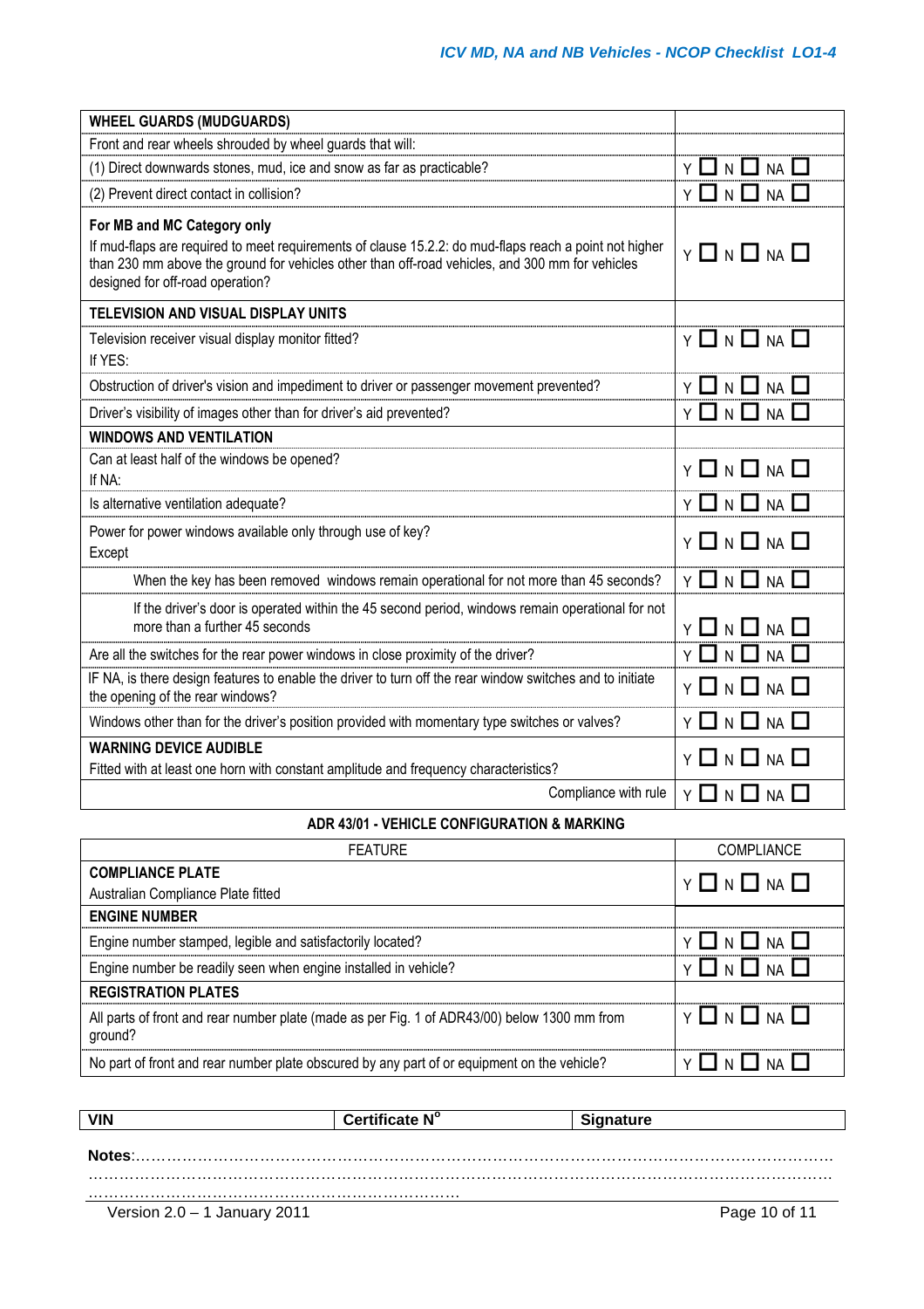| WHEEL GUARDS (MUDGUARDS) | |
|---|---|
| Front and rear wheels shrouded by wheel guards that will: | |
| (1) Direct downwards stones, mud, ice and snow as far as practicable? | Y ☐ N ☐ NA ☐ |
| (2) Prevent direct contact in collision? | Y ☐ N ☐ NA ☐ |
| **For MB and MC Category only**<br>If mud-flaps are required to meet requirements of clause 15.2.2: do mud-flaps reach a point not higher than 230 mm above the ground for vehicles other than off-road vehicles, and 300 mm for vehicles designed for off-road operation? | Y ☐ N ☐ NA ☐ |
| **TELEVISION AND VISUAL DISPLAY UNITS** | |
| Television receiver visual display monitor fitted?<br>If YES: | Y ☐ N ☐ NA ☐ |
| Obstruction of driver's vision and impediment to driver or passenger movement prevented? | Y ☐ N ☐ NA ☐ |
| Driver's visibility of images other than for driver's aid prevented? | Y ☐ N ☐ NA ☐ |
| **WINDOWS AND VENTILATION** | |
| Can at least half of the windows be opened?<br>If NA: | Y ☐ N ☐ NA ☐ |
| Is alternative ventilation adequate? | Y ☐ N ☐ NA ☐ |
| Power for power windows available only through use of key?<br>Except | Y ☐ N ☐ NA ☐ |
| When the key has been removed windows remain operational for not more than 45 seconds? | Y ☐ N ☐ NA ☐ |
| If the driver's door is operated within the 45 second period, windows remain operational for not more than a further 45 seconds | Y ☐ N ☐ NA ☐ |
| Are all the switches for the rear power windows in close proximity of the driver? | Y ☐ N ☐ NA ☐ |
| IF NA, is there design features to enable the driver to turn off the rear window switches and to initiate the opening of the rear windows? | Y ☐ N ☐ NA ☐ |
| Windows other than for the driver's position provided with momentary type switches or valves? | Y ☐ N ☐ NA ☐ |
| **WARNING DEVICE AUDIBLE**<br>Fitted with at least one horn with constant amplitude and frequency characteristics? | Y ☐ N ☐ NA ☐ |
| Compliance with rule | Y ☐ N ☐ NA ☐ |

**ADR 43/01 - VEHICLE CONFIGURATION & MARKING**

| FEATURE | COMPLIANCE |
|---|---|
| **COMPLIANCE PLATE**<br>Australian Compliance Plate fitted | Y ☐ N ☐ NA ☐ |
| **ENGINE NUMBER** | |
| Engine number stamped, legible and satisfactorily located? | Y ☐ N ☐ NA ☐ |
| Engine number be readily seen when engine installed in vehicle? | Y ☐ N ☐ NA ☐ |
| **REGISTRATION PLATES** | |
| All parts of front and rear number plate (made as per Fig. 1 of ADR43/00) below 1300 mm from ground? | Y ☐ N ☐ NA ☐ |
| No part of front and rear number plate obscured by any part of or equipment on the vehicle? | Y ☐ N ☐ NA ☐ |

| VIN | Certificate N° | Signature |
|---|---|---|

**Notes**:……………………………………………………………………………………………………………………
……………………………………………………………………………………………………………………………
…………………………………………………………………

Version 2.0 – 1 January 2011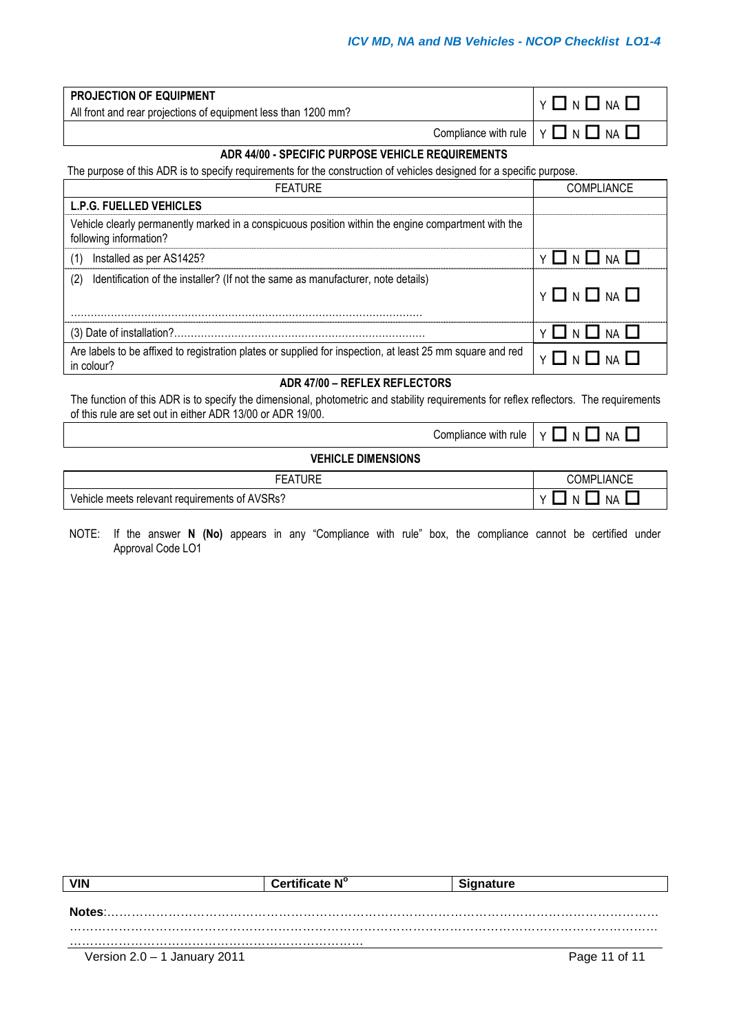| | |
|---|---|
| **PROJECTION OF EQUIPMENT**<br>All front and rear projections of equipment less than 1200 mm? | Y ☐ N ☐ NA ☐ |
| Compliance with rule | Y ☐ N ☐ NA ☐ |

### ADR 44/00 - SPECIFIC PURPOSE VEHICLE REQUIREMENTS

The purpose of this ADR is to specify requirements for the construction of vehicles designed for a specific purpose.

| FEATURE | COMPLIANCE |
|---|---|
| **L.P.G. FUELLED VEHICLES** | |
| Vehicle clearly permanently marked in a conspicuous position within the engine compartment with the following information? | |
| (1) Installed as per AS1425? | Y ☐ N ☐ NA ☐ |
| (2) Identification of the installer? (If not the same as manufacturer, note details)<br>……………………………………………………………………………………… | Y ☐ N ☐ NA ☐ |
| (3) Date of installation?………………………………………………………………… | Y ☐ N ☐ NA ☐ |
| Are labels to be affixed to registration plates or supplied for inspection, at least 25 mm square and red in colour? | Y ☐ N ☐ NA ☐ |

### ADR 47/00 – REFLEX REFLECTORS

The function of this ADR is to specify the dimensional, photometric and stability requirements for reflex reflectors. The requirements of this rule are set out in either ADR 13/00 or ADR 19/00.

| | |
|---|---|
| Compliance with rule | Y ☐ N ☐ NA ☐ |

### VEHICLE DIMENSIONS

| FEATURE | COMPLIANCE |
|---|---|
| Vehicle meets relevant requirements of AVSRs? | Y ☐ N ☐ NA ☐ |

NOTE: If the answer **N (No)** appears in any "Compliance with rule" box, the compliance cannot be certified under Approval Code LO1

| VIN | Certificate N° | Signature |
|---|---|---|

**Notes**:……………………………………………………………………………………………………………………
……………………………………………………………………………………………………………………………
…………………………………………………………………